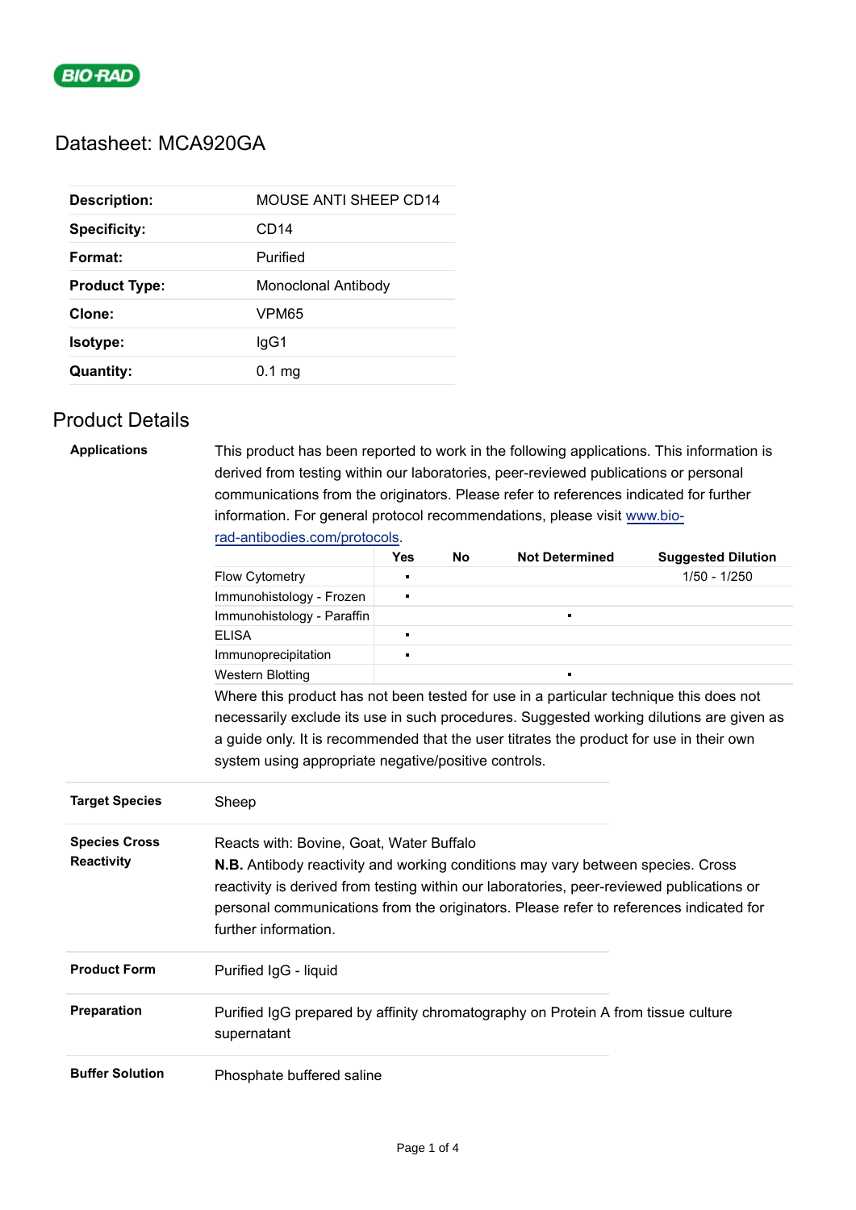# Datasheet: MCA920GA

| | |
|---|---|
| **Description:** | MOUSE ANTI SHEEP CD14 |
| **Specificity:** | CD14 |
| **Format:** | Purified |
| **Product Type:** | Monoclonal Antibody |
| **Clone:** | VPM65 |
| **Isotype:** | IgG1 |
| **Quantity:** | 0.1 mg |

## Product Details

**Applications**

This product has been reported to work in the following applications. This information is derived from testing within our laboratories, peer-reviewed publications or personal communications from the originators. Please refer to references indicated for further information. For general protocol recommendations, please visit [www.bio-rad-antibodies.com/protocols](www.bio-rad-antibodies.com/protocols).

| | Yes | No | Not Determined | Suggested Dilution |
|---|---|---|---|---|
| Flow Cytometry | ▪ | | | 1/50 - 1/250 |
| Immunohistology - Frozen | ▪ | | | |
| Immunohistology - Paraffin | | | ▪ | |
| ELISA | ▪ | | | |
| Immunoprecipitation | ▪ | | | |
| Western Blotting | | | ▪ | |

Where this product has not been tested for use in a particular technique this does not necessarily exclude its use in such procedures. Suggested working dilutions are given as a guide only. It is recommended that the user titrates the product for use in their own system using appropriate negative/positive controls.

**Target Species**

Sheep

**Species Cross Reactivity**

Reacts with: Bovine, Goat, Water Buffalo

**N.B.** Antibody reactivity and working conditions may vary between species. Cross reactivity is derived from testing within our laboratories, peer-reviewed publications or personal communications from the originators. Please refer to references indicated for further information.

**Product Form**

Purified IgG - liquid

**Preparation**

Purified IgG prepared by affinity chromatography on Protein A from tissue culture supernatant

**Buffer Solution**

Phosphate buffered saline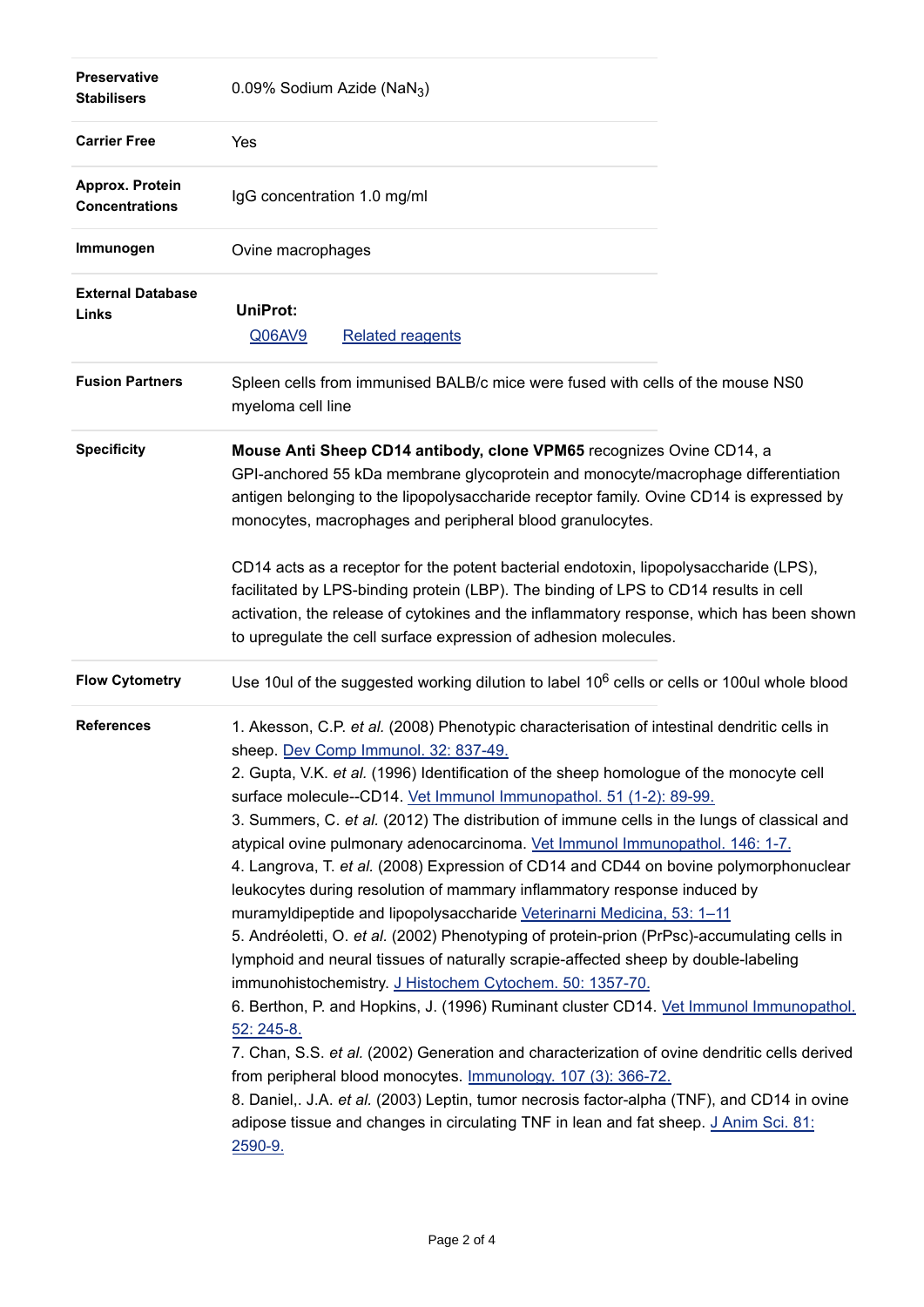| | |
|---|---|
| **Preservative Stabilisers** | 0.09% Sodium Azide ($NaN_3$) |
| **Carrier Free** | Yes |
| **Approx. Protein Concentrations** | IgG concentration 1.0 mg/ml |
| **Immunogen** | Ovine macrophages |
| **External Database Links** | **UniProt:** Q06AV9 Related reagents |
| **Fusion Partners** | Spleen cells from immunised BALB/c mice were fused with cells of the mouse NS0 myeloma cell line |
| **Specificity** | **Mouse Anti Sheep CD14 antibody, clone VPM65** recognizes Ovine CD14, a GPI-anchored 55 kDa membrane glycoprotein and monocyte/macrophage differentiation antigen belonging to the lipopolysaccharide receptor family. Ovine CD14 is expressed by monocytes, macrophages and peripheral blood granulocytes.<br><br>CD14 acts as a receptor for the potent bacterial endotoxin, lipopolysaccharide (LPS), facilitated by LPS-binding protein (LBP). The binding of LPS to CD14 results in cell activation, the release of cytokines and the inflammatory response, which has been shown to upregulate the cell surface expression of adhesion molecules. |
| **Flow Cytometry** | Use 10ul of the suggested working dilution to label $10^6$ cells or cells or 100ul whole blood |
| **References** | 1. Akesson, C.P. *et al.* (2008) Phenotypic characterisation of intestinal dendritic cells in sheep. Dev Comp Immunol. 32: 837-49.<br>2. Gupta, V.K. *et al.* (1996) Identification of the sheep homologue of the monocyte cell surface molecule--CD14. Vet Immunol Immunopathol. 51 (1-2): 89-99.<br>3. Summers, C. *et al.* (2012) The distribution of immune cells in the lungs of classical and atypical ovine pulmonary adenocarcinoma. Vet Immunol Immunopathol. 146: 1-7.<br>4. Langrova, T. *et al.* (2008) Expression of CD14 and CD44 on bovine polymorphonuclear leukocytes during resolution of mammary inflammatory response induced by muramyldipeptide and lipopolysaccharide Veterinarni Medicina, 53: 1–11<br>5. Andréoletti, O. *et al.* (2002) Phenotyping of protein-prion (PrPsc)-accumulating cells in lymphoid and neural tissues of naturally scrapie-affected sheep by double-labeling immunohistochemistry. J Histochem Cytochem. 50: 1357-70.<br>6. Berthon, P. and Hopkins, J. (1996) Ruminant cluster CD14. Vet Immunol Immunopathol. 52: 245-8.<br>7. Chan, S.S. *et al.* (2002) Generation and characterization of ovine dendritic cells derived from peripheral blood monocytes. Immunology. 107 (3): 366-72.<br>8. Daniel,. J.A. *et al.* (2003) Leptin, tumor necrosis factor-alpha (TNF), and CD14 in ovine adipose tissue and changes in circulating TNF in lean and fat sheep. J Anim Sci. 81: 2590-9. |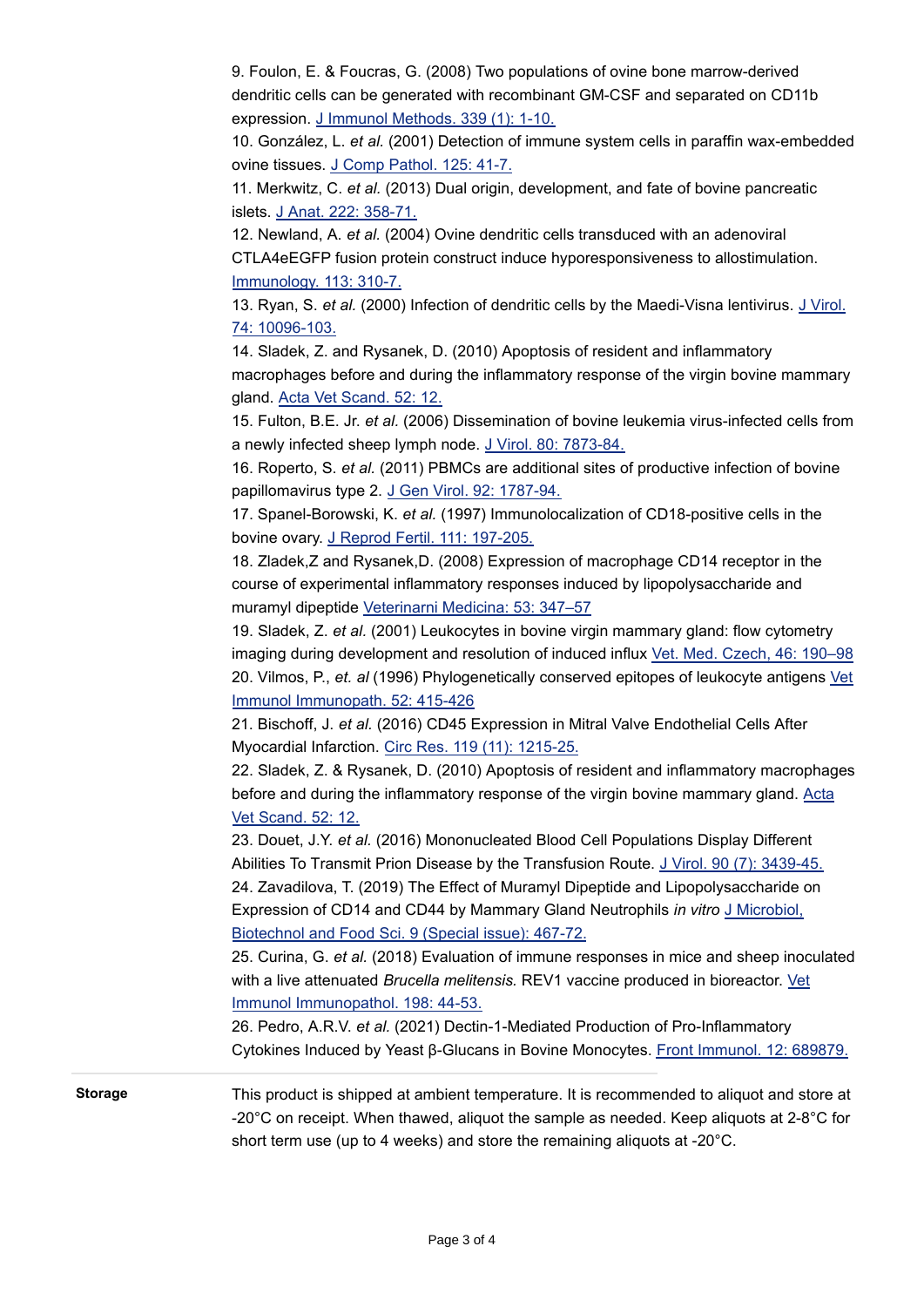9. Foulon, E. & Foucras, G. (2008) Two populations of ovine bone marrow-derived dendritic cells can be generated with recombinant GM-CSF and separated on CD11b expression. J Immunol Methods. 339 (1): 1-10.

10. González, L. *et al.* (2001) Detection of immune system cells in paraffin wax-embedded ovine tissues. J Comp Pathol. 125: 41-7.

11. Merkwitz, C. *et al.* (2013) Dual origin, development, and fate of bovine pancreatic islets. J Anat. 222: 358-71.

12. Newland, A. *et al.* (2004) Ovine dendritic cells transduced with an adenoviral CTLA4eEGFP fusion protein construct induce hyporesponsiveness to allostimulation. Immunology. 113: 310-7.

13. Ryan, S. *et al.* (2000) Infection of dendritic cells by the Maedi-Visna lentivirus. J Virol. 74: 10096-103.

14. Sladek, Z. and Rysanek, D. (2010) Apoptosis of resident and inflammatory macrophages before and during the inflammatory response of the virgin bovine mammary gland. Acta Vet Scand. 52: 12.

15. Fulton, B.E. Jr. *et al.* (2006) Dissemination of bovine leukemia virus-infected cells from a newly infected sheep lymph node. J Virol. 80: 7873-84.

16. Roperto, S. *et al.* (2011) PBMCs are additional sites of productive infection of bovine papillomavirus type 2. J Gen Virol. 92: 1787-94.

17. Spanel-Borowski, K. *et al.* (1997) Immunolocalization of CD18-positive cells in the bovine ovary. J Reprod Fertil. 111: 197-205.

18. Zladek,Z and Rysanek,D. (2008) Expression of macrophage CD14 receptor in the course of experimental inflammatory responses induced by lipopolysaccharide and muramyl dipeptide Veterinarni Medicina: 53: 347–57

19. Sladek, Z. *et al.* (2001) Leukocytes in bovine virgin mammary gland: flow cytometry imaging during development and resolution of induced influx Vet. Med. Czech, 46: 190–98

20. Vilmos, P., *et. al* (1996) Phylogenetically conserved epitopes of leukocyte antigens Vet Immunol Immunopath. 52: 415-426

21. Bischoff, J. *et al.* (2016) CD45 Expression in Mitral Valve Endothelial Cells After Myocardial Infarction. Circ Res. 119 (11): 1215-25.

22. Sladek, Z. & Rysanek, D. (2010) Apoptosis of resident and inflammatory macrophages before and during the inflammatory response of the virgin bovine mammary gland. Acta Vet Scand. 52: 12.

23. Douet, J.Y. *et al.* (2016) Mononucleated Blood Cell Populations Display Different Abilities To Transmit Prion Disease by the Transfusion Route. J Virol. 90 (7): 3439-45.

24. Zavadilova, T. (2019) The Effect of Muramyl Dipeptide and Lipopolysaccharide on Expression of CD14 and CD44 by Mammary Gland Neutrophils *in vitro* J Microbiol, Biotechnol and Food Sci. 9 (Special issue): 467-72.

25. Curina, G. *et al.* (2018) Evaluation of immune responses in mice and sheep inoculated with a live attenuated *Brucella melitensis.* REV1 vaccine produced in bioreactor. Vet Immunol Immunopathol. 198: 44-53.

26. Pedro, A.R.V. *et al.* (2021) Dectin-1-Mediated Production of Pro-Inflammatory Cytokines Induced by Yeast β-Glucans in Bovine Monocytes. Front Immunol. 12: 689879.

**Storage**

This product is shipped at ambient temperature. It is recommended to aliquot and store at -20°C on receipt. When thawed, aliquot the sample as needed. Keep aliquots at 2-8°C for short term use (up to 4 weeks) and store the remaining aliquots at -20°C.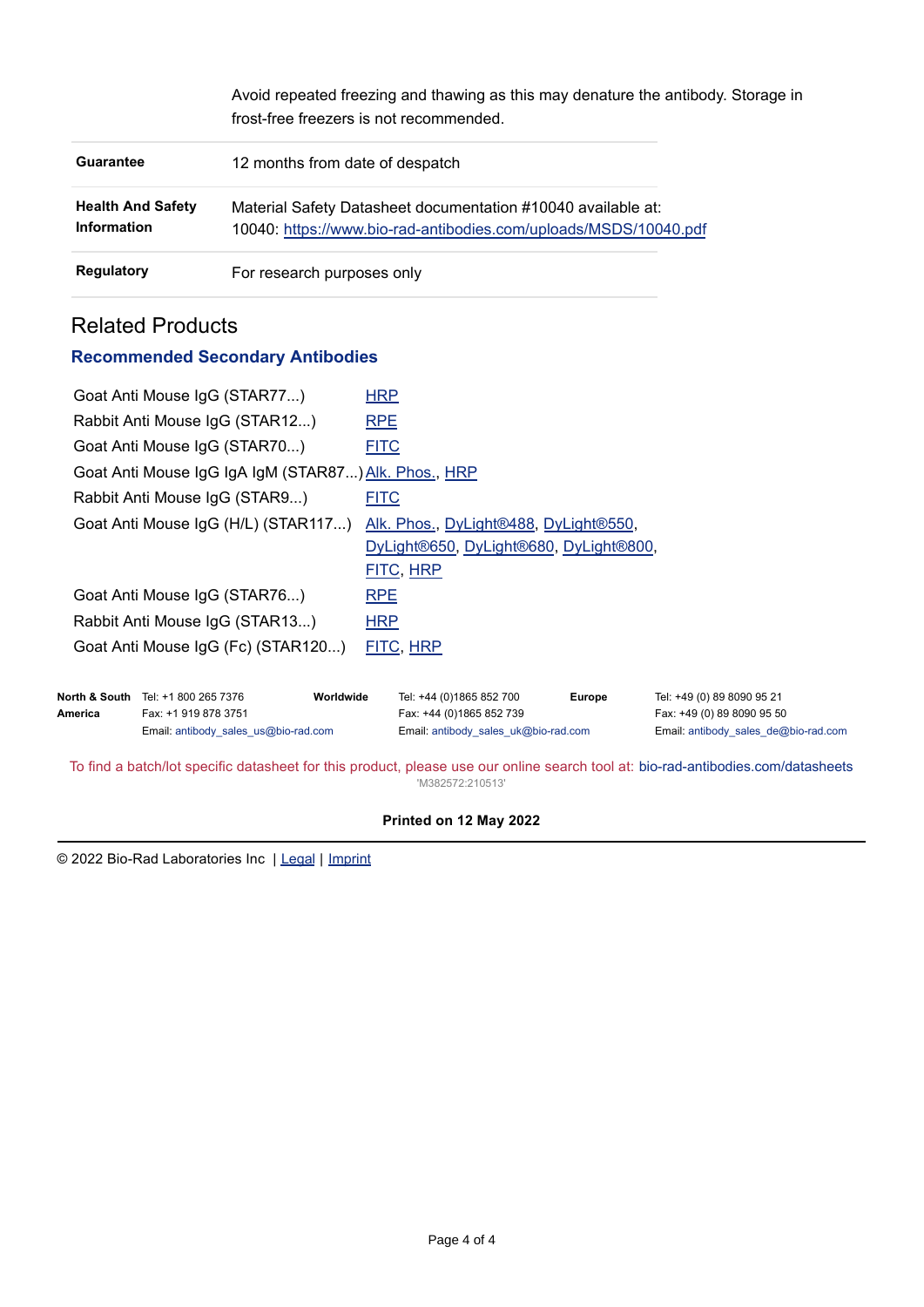Avoid repeated freezing and thawing as this may denature the antibody. Storage in frost-free freezers is not recommended.

| | |
|---|---|
| **Guarantee** | 12 months from date of despatch |
| **Health And Safety Information** | Material Safety Datasheet documentation #10040 available at: 10040: https://www.bio-rad-antibodies.com/uploads/MSDS/10040.pdf |
| **Regulatory** | For research purposes only |

## Related Products

### Recommended Secondary Antibodies

| | |
|---|---|
| Goat Anti Mouse IgG (STAR77...) | HRP |
| Rabbit Anti Mouse IgG (STAR12...) | RPE |
| Goat Anti Mouse IgG (STAR70...) | FITC |
| Goat Anti Mouse IgG IgA IgM (STAR87...) | Alk. Phos., HRP |
| Rabbit Anti Mouse IgG (STAR9...) | FITC |
| Goat Anti Mouse IgG (H/L) (STAR117...) | Alk. Phos., DyLight®488, DyLight®550, DyLight®650, DyLight®680, DyLight®800, FITC, HRP |
| Goat Anti Mouse IgG (STAR76...) | RPE |
| Rabbit Anti Mouse IgG (STAR13...) | HRP |
| Goat Anti Mouse IgG (Fc) (STAR120...) | FITC, HRP |

| | | | | | |
|---|---|---|---|---|---|
| **North & South America** | Tel: +1 800 265 7376<br>Fax: +1 919 878 3751<br>Email: antibody_sales_us@bio-rad.com | **Worldwide** | Tel: +44 (0)1865 852 700<br>Fax: +44 (0)1865 852 739<br>Email: antibody_sales_uk@bio-rad.com | **Europe** | Tel: +49 (0) 89 8090 95 21<br>Fax: +49 (0) 89 8090 95 50<br>Email: antibody_sales_de@bio-rad.com |

To find a batch/lot specific datasheet for this product, please use our online search tool at: bio-rad-antibodies.com/datasheets

'M382572:210513'

**Printed on 12 May 2022**

© 2022 Bio-Rad Laboratories Inc | Legal | Imprint